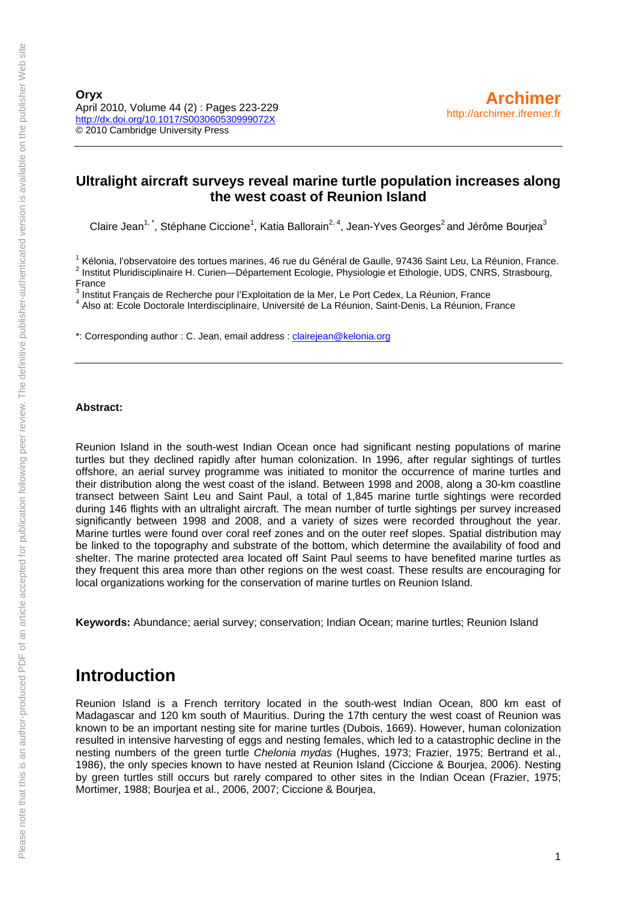**Oryx**
April 2010, Volume 44 (2) : Pages 223-229
http://dx.doi.org/10.1017/S003060530999072X
© 2010 Cambridge University Press

**Archimer**
http://archimer.ifremer.fr

# Ultralight aircraft surveys reveal marine turtle population increases along the west coast of Reunion Island

Claire Jean[1, *], Stéphane Ciccione[1], Katia Ballorain[2, 4], Jean-Yves Georges[2] and Jérôme Bourjea[3]

[1] Kélonia, l'observatoire des tortues marines, 46 rue du Général de Gaulle, 97436 Saint Leu, La Réunion, France.
[2] Institut Pluridisciplinaire H. Curien—Département Ecologie, Physiologie et Ethologie, UDS, CNRS, Strasbourg, France
[3] Institut Français de Recherche pour l'Exploitation de la Mer, Le Port Cedex, La Réunion, France
[4] Also at: Ecole Doctorale Interdisciplinaire, Université de La Réunion, Saint-Denis, La Réunion, France

*: Corresponding author : C. Jean, email address : clairejean@kelonia.org

**Abstract:**

Reunion Island in the south-west Indian Ocean once had significant nesting populations of marine turtles but they declined rapidly after human colonization. In 1996, after regular sightings of turtles offshore, an aerial survey programme was initiated to monitor the occurrence of marine turtles and their distribution along the west coast of the island. Between 1998 and 2008, along a 30-km coastline transect between Saint Leu and Saint Paul, a total of 1,845 marine turtle sightings were recorded during 146 flights with an ultralight aircraft. The mean number of turtle sightings per survey increased significantly between 1998 and 2008, and a variety of sizes were recorded throughout the year. Marine turtles were found over coral reef zones and on the outer reef slopes. Spatial distribution may be linked to the topography and substrate of the bottom, which determine the availability of food and shelter. The marine protected area located off Saint Paul seems to have benefited marine turtles as they frequent this area more than other regions on the west coast. These results are encouraging for local organizations working for the conservation of marine turtles on Reunion Island.

**Keywords:** Abundance; aerial survey; conservation; Indian Ocean; marine turtles; Reunion Island

## Introduction

Reunion Island is a French territory located in the south-west Indian Ocean, 800 km east of Madagascar and 120 km south of Mauritius. During the 17th century the west coast of Reunion was known to be an important nesting site for marine turtles (Dubois, 1669). However, human colonization resulted in intensive harvesting of eggs and nesting females, which led to a catastrophic decline in the nesting numbers of the green turtle *Chelonia mydas* (Hughes, 1973; Frazier, 1975; Bertrand et al., 1986), the only species known to have nested at Reunion Island (Ciccione & Bourjea, 2006). Nesting by green turtles still occurs but rarely compared to other sites in the Indian Ocean (Frazier, 1975; Mortimer, 1988; Bourjea et al., 2006, 2007; Ciccione & Bourjea,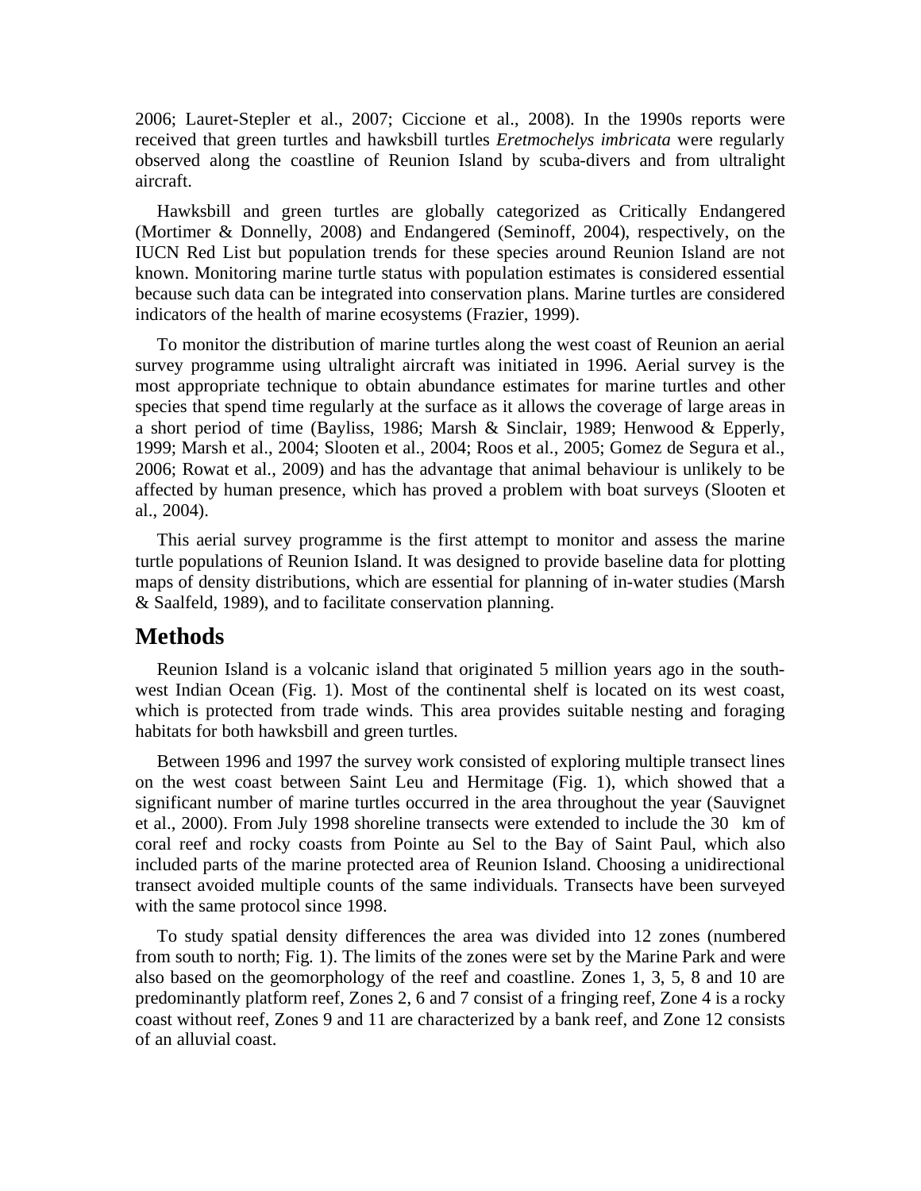2006; Lauret-Stepler et al., 2007; Ciccione et al., 2008). In the 1990s reports were received that green turtles and hawksbill turtles *Eretmochelys imbricata* were regularly observed along the coastline of Reunion Island by scuba-divers and from ultralight aircraft.

Hawksbill and green turtles are globally categorized as Critically Endangered (Mortimer & Donnelly, 2008) and Endangered (Seminoff, 2004), respectively, on the IUCN Red List but population trends for these species around Reunion Island are not known. Monitoring marine turtle status with population estimates is considered essential because such data can be integrated into conservation plans. Marine turtles are considered indicators of the health of marine ecosystems (Frazier, 1999).

To monitor the distribution of marine turtles along the west coast of Reunion an aerial survey programme using ultralight aircraft was initiated in 1996. Aerial survey is the most appropriate technique to obtain abundance estimates for marine turtles and other species that spend time regularly at the surface as it allows the coverage of large areas in a short period of time (Bayliss, 1986; Marsh & Sinclair, 1989; Henwood & Epperly, 1999; Marsh et al., 2004; Slooten et al., 2004; Roos et al., 2005; Gomez de Segura et al., 2006; Rowat et al., 2009) and has the advantage that animal behaviour is unlikely to be affected by human presence, which has proved a problem with boat surveys (Slooten et al., 2004).

This aerial survey programme is the first attempt to monitor and assess the marine turtle populations of Reunion Island. It was designed to provide baseline data for plotting maps of density distributions, which are essential for planning of in-water studies (Marsh & Saalfeld, 1989), and to facilitate conservation planning.

## Methods

Reunion Island is a volcanic island that originated 5 million years ago in the south-west Indian Ocean (Fig. 1). Most of the continental shelf is located on its west coast, which is protected from trade winds. This area provides suitable nesting and foraging habitats for both hawksbill and green turtles.

Between 1996 and 1997 the survey work consisted of exploring multiple transect lines on the west coast between Saint Leu and Hermitage (Fig. 1), which showed that a significant number of marine turtles occurred in the area throughout the year (Sauvignet et al., 2000). From July 1998 shoreline transects were extended to include the 30 km of coral reef and rocky coasts from Pointe au Sel to the Bay of Saint Paul, which also included parts of the marine protected area of Reunion Island. Choosing a unidirectional transect avoided multiple counts of the same individuals. Transects have been surveyed with the same protocol since 1998.

To study spatial density differences the area was divided into 12 zones (numbered from south to north; Fig. 1). The limits of the zones were set by the Marine Park and were also based on the geomorphology of the reef and coastline. Zones 1, 3, 5, 8 and 10 are predominantly platform reef, Zones 2, 6 and 7 consist of a fringing reef, Zone 4 is a rocky coast without reef, Zones 9 and 11 are characterized by a bank reef, and Zone 12 consists of an alluvial coast.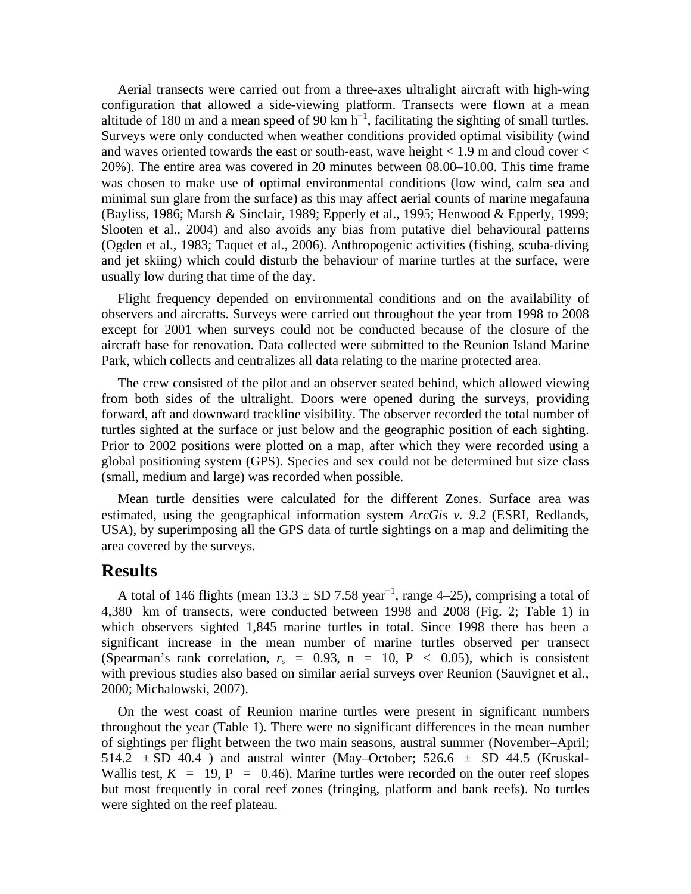Aerial transects were carried out from a three-axes ultralight aircraft with high-wing configuration that allowed a side-viewing platform. Transects were flown at a mean altitude of 180 m and a mean speed of 90 km $h^{-1}$, facilitating the sighting of small turtles. Surveys were only conducted when weather conditions provided optimal visibility (wind and waves oriented towards the east or south-east, wave height < 1.9 m and cloud cover < 20%). The entire area was covered in 20 minutes between 08.00–10.00. This time frame was chosen to make use of optimal environmental conditions (low wind, calm sea and minimal sun glare from the surface) as this may affect aerial counts of marine megafauna (Bayliss, 1986; Marsh & Sinclair, 1989; Epperly et al., 1995; Henwood & Epperly, 1999; Slooten et al., 2004) and also avoids any bias from putative diel behavioural patterns (Ogden et al., 1983; Taquet et al., 2006). Anthropogenic activities (fishing, scuba-diving and jet skiing) which could disturb the behaviour of marine turtles at the surface, were usually low during that time of the day.

Flight frequency depended on environmental conditions and on the availability of observers and aircrafts. Surveys were carried out throughout the year from 1998 to 2008 except for 2001 when surveys could not be conducted because of the closure of the aircraft base for renovation. Data collected were submitted to the Reunion Island Marine Park, which collects and centralizes all data relating to the marine protected area.

The crew consisted of the pilot and an observer seated behind, which allowed viewing from both sides of the ultralight. Doors were opened during the surveys, providing forward, aft and downward trackline visibility. The observer recorded the total number of turtles sighted at the surface or just below and the geographic position of each sighting. Prior to 2002 positions were plotted on a map, after which they were recorded using a global positioning system (GPS). Species and sex could not be determined but size class (small, medium and large) was recorded when possible.

Mean turtle densities were calculated for the different Zones. Surface area was estimated, using the geographical information system *ArcGis v. 9.2* (ESRI, Redlands, USA), by superimposing all the GPS data of turtle sightings on a map and delimiting the area covered by the surveys.

## Results

A total of 146 flights (mean 13.3 ± SD 7.58 $year^{-1}$, range 4–25), comprising a total of 4,380 km of transects, were conducted between 1998 and 2008 (Fig. 2; Table 1) in which observers sighted 1,845 marine turtles in total. Since 1998 there has been a significant increase in the mean number of marine turtles observed per transect (Spearman's rank correlation, $r_s = 0.93$, $n = 10$, $P < 0.05$), which is consistent with previous studies also based on similar aerial surveys over Reunion (Sauvignet et al., 2000; Michalowski, 2007).

On the west coast of Reunion marine turtles were present in significant numbers throughout the year (Table 1). There were no significant differences in the mean number of sightings per flight between the two main seasons, austral summer (November–April; 514.2 ± SD 40.4 ) and austral winter (May–October; 526.6 ± SD 44.5 (Kruskal-Wallis test, $K = 19$, $P = 0.46$). Marine turtles were recorded on the outer reef slopes but most frequently in coral reef zones (fringing, platform and bank reefs). No turtles were sighted on the reef plateau.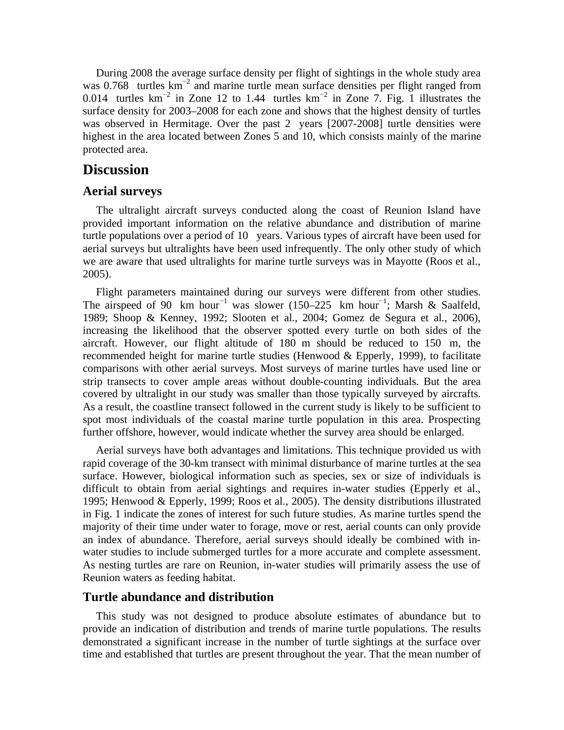During 2008 the average surface density per flight of sightings in the whole study area was 0.768 turtles $km^{-2}$ and marine turtle mean surface densities per flight ranged from 0.014 turtles $km^{-2}$ in Zone 12 to 1.44 turtles $km^{-2}$ in Zone 7. Fig. 1 illustrates the surface density for 2003–2008 for each zone and shows that the highest density of turtles was observed in Hermitage. Over the past 2 years [2007-2008] turtle densities were highest in the area located between Zones 5 and 10, which consists mainly of the marine protected area.

# Discussion

## Aerial surveys

The ultralight aircraft surveys conducted along the coast of Reunion Island have provided important information on the relative abundance and distribution of marine turtle populations over a period of 10 years. Various types of aircraft have been used for aerial surveys but ultralights have been used infrequently. The only other study of which we are aware that used ultralights for marine turtle surveys was in Mayotte (Roos et al., 2005).

Flight parameters maintained during our surveys were different from other studies. The airspeed of 90 km $hour^{-1}$ was slower (150–225 km $hour^{-1}$; Marsh & Saalfeld, 1989; Shoop & Kenney, 1992; Slooten et al., 2004; Gomez de Segura et al., 2006), increasing the likelihood that the observer spotted every turtle on both sides of the aircraft. However, our flight altitude of 180 m should be reduced to 150 m, the recommended height for marine turtle studies (Henwood & Epperly, 1999), to facilitate comparisons with other aerial surveys. Most surveys of marine turtles have used line or strip transects to cover ample areas without double-counting individuals. But the area covered by ultralight in our study was smaller than those typically surveyed by aircrafts. As a result, the coastline transect followed in the current study is likely to be sufficient to spot most individuals of the coastal marine turtle population in this area. Prospecting further offshore, however, would indicate whether the survey area should be enlarged.

Aerial surveys have both advantages and limitations. This technique provided us with rapid coverage of the 30-km transect with minimal disturbance of marine turtles at the sea surface. However, biological information such as species, sex or size of individuals is difficult to obtain from aerial sightings and requires in-water studies (Epperly et al., 1995; Henwood & Epperly, 1999; Roos et al., 2005). The density distributions illustrated in Fig. 1 indicate the zones of interest for such future studies. As marine turtles spend the majority of their time under water to forage, move or rest, aerial counts can only provide an index of abundance. Therefore, aerial surveys should ideally be combined with in-water studies to include submerged turtles for a more accurate and complete assessment. As nesting turtles are rare on Reunion, in-water studies will primarily assess the use of Reunion waters as feeding habitat.

## Turtle abundance and distribution

This study was not designed to produce absolute estimates of abundance but to provide an indication of distribution and trends of marine turtle populations. The results demonstrated a significant increase in the number of turtle sightings at the surface over time and established that turtles are present throughout the year. That the mean number of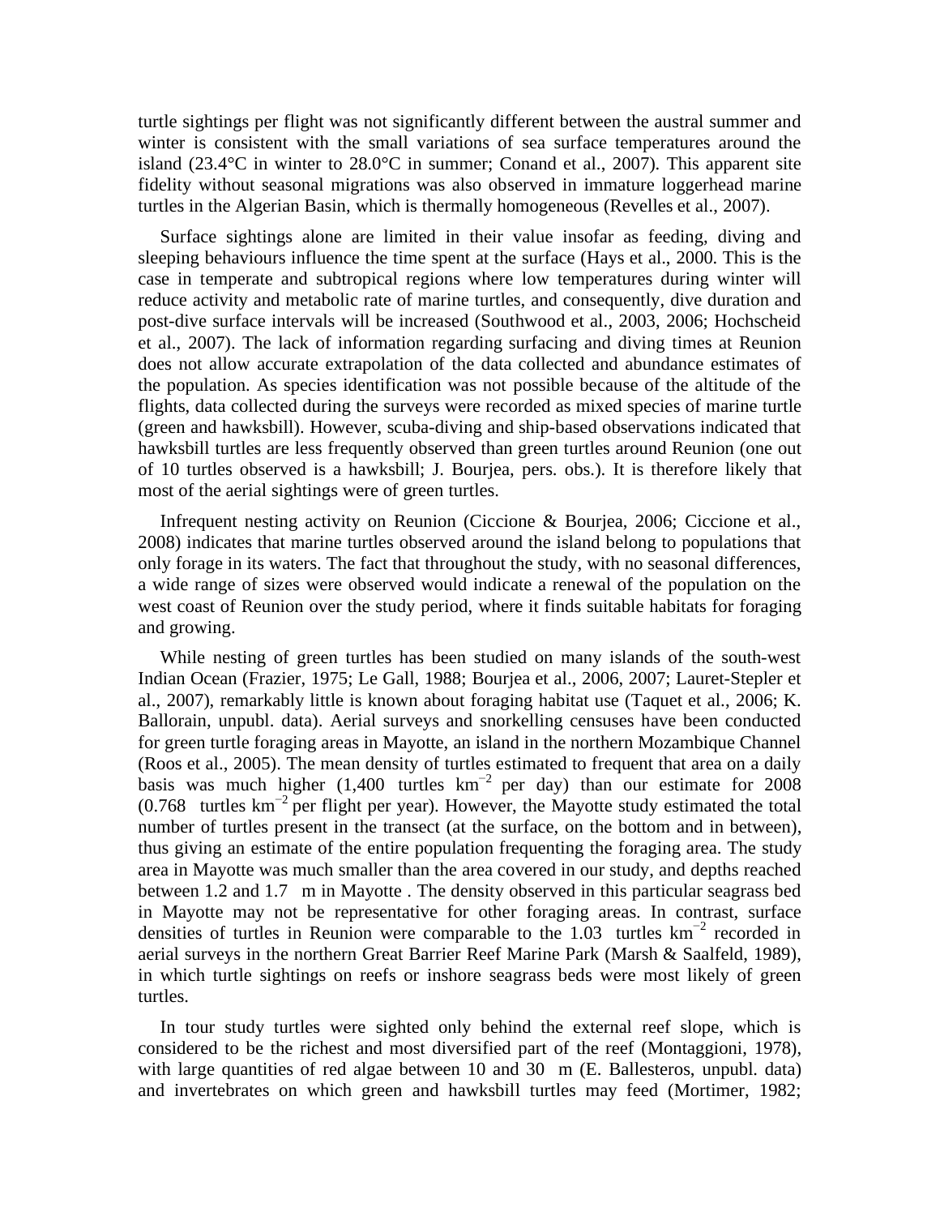turtle sightings per flight was not significantly different between the austral summer and winter is consistent with the small variations of sea surface temperatures around the island (23.4°C in winter to 28.0°C in summer; Conand et al., 2007). This apparent site fidelity without seasonal migrations was also observed in immature loggerhead marine turtles in the Algerian Basin, which is thermally homogeneous (Revelles et al., 2007).

Surface sightings alone are limited in their value insofar as feeding, diving and sleeping behaviours influence the time spent at the surface (Hays et al., 2000. This is the case in temperate and subtropical regions where low temperatures during winter will reduce activity and metabolic rate of marine turtles, and consequently, dive duration and post-dive surface intervals will be increased (Southwood et al., 2003, 2006; Hochscheid et al., 2007). The lack of information regarding surfacing and diving times at Reunion does not allow accurate extrapolation of the data collected and abundance estimates of the population. As species identification was not possible because of the altitude of the flights, data collected during the surveys were recorded as mixed species of marine turtle (green and hawksbill). However, scuba-diving and ship-based observations indicated that hawksbill turtles are less frequently observed than green turtles around Reunion (one out of 10 turtles observed is a hawksbill; J. Bourjea, pers. obs.). It is therefore likely that most of the aerial sightings were of green turtles.

Infrequent nesting activity on Reunion (Ciccione & Bourjea, 2006; Ciccione et al., 2008) indicates that marine turtles observed around the island belong to populations that only forage in its waters. The fact that throughout the study, with no seasonal differences, a wide range of sizes were observed would indicate a renewal of the population on the west coast of Reunion over the study period, where it finds suitable habitats for foraging and growing.

While nesting of green turtles has been studied on many islands of the south-west Indian Ocean (Frazier, 1975; Le Gall, 1988; Bourjea et al., 2006, 2007; Lauret-Stepler et al., 2007), remarkably little is known about foraging habitat use (Taquet et al., 2006; K. Ballorain, unpubl. data). Aerial surveys and snorkelling censuses have been conducted for green turtle foraging areas in Mayotte, an island in the northern Mozambique Channel (Roos et al., 2005). The mean density of turtles estimated to frequent that area on a daily basis was much higher (1,400 turtles $km^{-2}$ per day) than our estimate for 2008 (0.768 turtles $km^{-2}$ per flight per year). However, the Mayotte study estimated the total number of turtles present in the transect (at the surface, on the bottom and in between), thus giving an estimate of the entire population frequenting the foraging area. The study area in Mayotte was much smaller than the area covered in our study, and depths reached between 1.2 and 1.7 m in Mayotte . The density observed in this particular seagrass bed in Mayotte may not be representative for other foraging areas. In contrast, surface densities of turtles in Reunion were comparable to the 1.03 turtles $km^{-2}$ recorded in aerial surveys in the northern Great Barrier Reef Marine Park (Marsh & Saalfeld, 1989), in which turtle sightings on reefs or inshore seagrass beds were most likely of green turtles.

In tour study turtles were sighted only behind the external reef slope, which is considered to be the richest and most diversified part of the reef (Montaggioni, 1978), with large quantities of red algae between 10 and 30 m (E. Ballesteros, unpubl. data) and invertebrates on which green and hawksbill turtles may feed (Mortimer, 1982;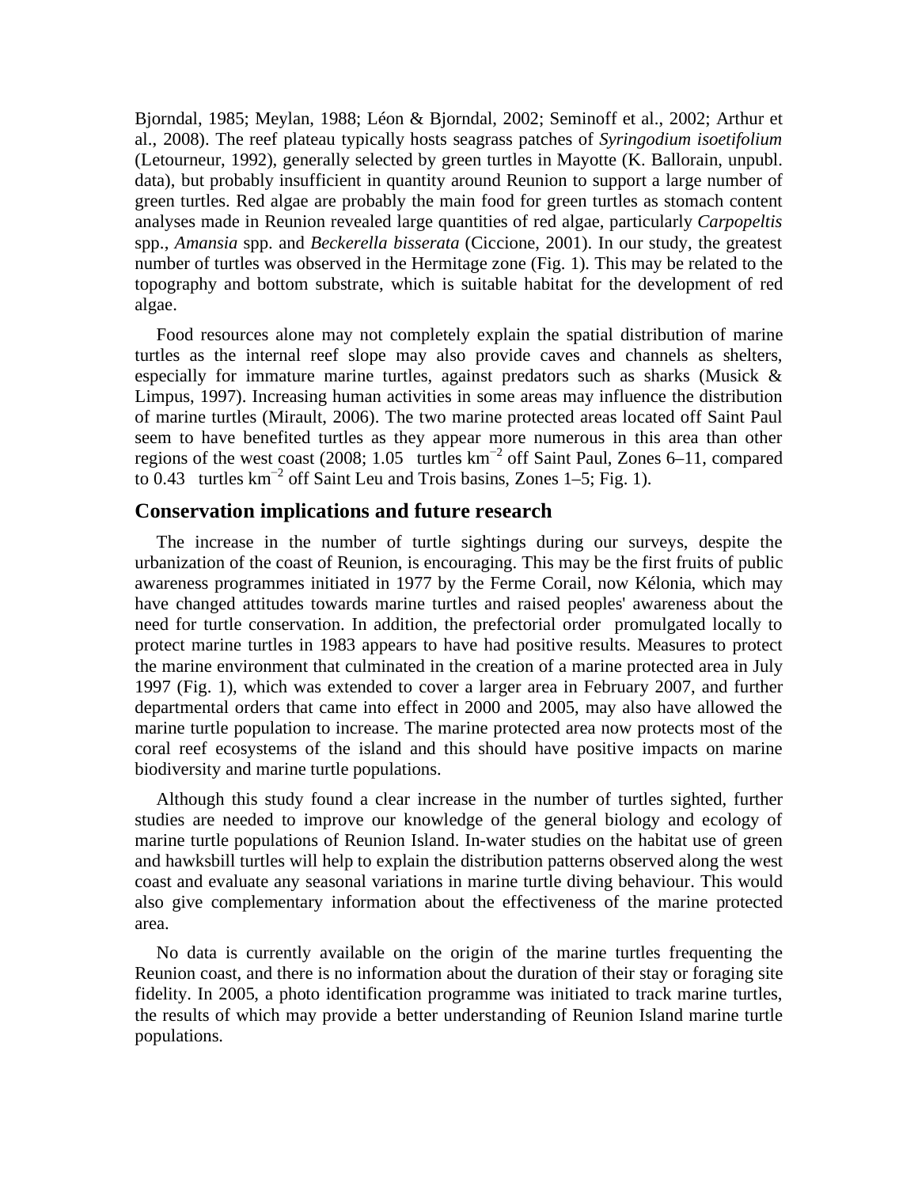Bjorndal, 1985; Meylan, 1988; Léon & Bjorndal, 2002; Seminoff et al., 2002; Arthur et al., 2008). The reef plateau typically hosts seagrass patches of *Syringodium isoetifolium* (Letourneur, 1992), generally selected by green turtles in Mayotte (K. Ballorain, unpubl. data), but probably insufficient in quantity around Reunion to support a large number of green turtles. Red algae are probably the main food for green turtles as stomach content analyses made in Reunion revealed large quantities of red algae, particularly *Carpopeltis* spp., *Amansia* spp. and *Beckerella bisserata* (Ciccione, 2001). In our study, the greatest number of turtles was observed in the Hermitage zone (Fig. 1). This may be related to the topography and bottom substrate, which is suitable habitat for the development of red algae.

Food resources alone may not completely explain the spatial distribution of marine turtles as the internal reef slope may also provide caves and channels as shelters, especially for immature marine turtles, against predators such as sharks (Musick & Limpus, 1997). Increasing human activities in some areas may influence the distribution of marine turtles (Mirault, 2006). The two marine protected areas located off Saint Paul seem to have benefited turtles as they appear more numerous in this area than other regions of the west coast (2008; 1.05 turtles $km^{-2}$ off Saint Paul, Zones 6–11, compared to 0.43 turtles $km^{-2}$ off Saint Leu and Trois basins, Zones 1–5; Fig. 1).

## Conservation implications and future research

The increase in the number of turtle sightings during our surveys, despite the urbanization of the coast of Reunion, is encouraging. This may be the first fruits of public awareness programmes initiated in 1977 by the Ferme Corail, now Kélonia, which may have changed attitudes towards marine turtles and raised peoples' awareness about the need for turtle conservation. In addition, the prefectorial order promulgated locally to protect marine turtles in 1983 appears to have had positive results. Measures to protect the marine environment that culminated in the creation of a marine protected area in July 1997 (Fig. 1), which was extended to cover a larger area in February 2007, and further departmental orders that came into effect in 2000 and 2005, may also have allowed the marine turtle population to increase. The marine protected area now protects most of the coral reef ecosystems of the island and this should have positive impacts on marine biodiversity and marine turtle populations.

Although this study found a clear increase in the number of turtles sighted, further studies are needed to improve our knowledge of the general biology and ecology of marine turtle populations of Reunion Island. In-water studies on the habitat use of green and hawksbill turtles will help to explain the distribution patterns observed along the west coast and evaluate any seasonal variations in marine turtle diving behaviour. This would also give complementary information about the effectiveness of the marine protected area.

No data is currently available on the origin of the marine turtles frequenting the Reunion coast, and there is no information about the duration of their stay or foraging site fidelity. In 2005, a photo identification programme was initiated to track marine turtles, the results of which may provide a better understanding of Reunion Island marine turtle populations.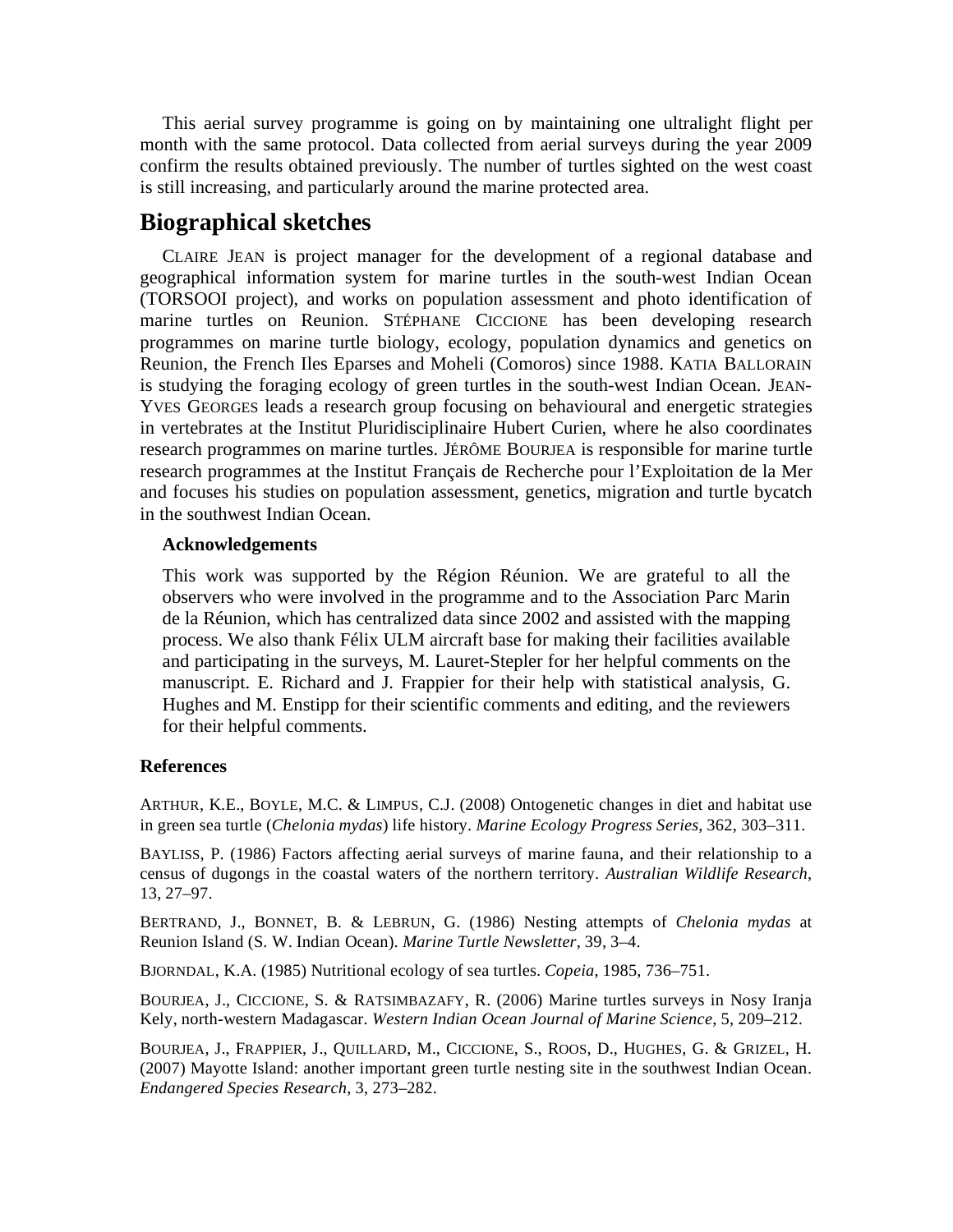This aerial survey programme is going on by maintaining one ultralight flight per month with the same protocol. Data collected from aerial surveys during the year 2009 confirm the results obtained previously. The number of turtles sighted on the west coast is still increasing, and particularly around the marine protected area.

## Biographical sketches

CLAIRE JEAN is project manager for the development of a regional database and geographical information system for marine turtles in the south-west Indian Ocean (TORSOOI project), and works on population assessment and photo identification of marine turtles on Reunion. STÉPHANE CICCIONE has been developing research programmes on marine turtle biology, ecology, population dynamics and genetics on Reunion, the French Iles Eparses and Moheli (Comoros) since 1988. KATIA BALLORAIN is studying the foraging ecology of green turtles in the south-west Indian Ocean. JEAN-YVES GEORGES leads a research group focusing on behavioural and energetic strategies in vertebrates at the Institut Pluridisciplinaire Hubert Curien, where he also coordinates research programmes on marine turtles. JÉRÔME BOURJEA is responsible for marine turtle research programmes at the Institut Français de Recherche pour l'Exploitation de la Mer and focuses his studies on population assessment, genetics, migration and turtle bycatch in the southwest Indian Ocean.

### Acknowledgements

This work was supported by the Région Réunion. We are grateful to all the observers who were involved in the programme and to the Association Parc Marin de la Réunion, which has centralized data since 2002 and assisted with the mapping process. We also thank Félix ULM aircraft base for making their facilities available and participating in the surveys, M. Lauret-Stepler for her helpful comments on the manuscript. E. Richard and J. Frappier for their help with statistical analysis, G. Hughes and M. Enstipp for their scientific comments and editing, and the reviewers for their helpful comments.

### References

ARTHUR, K.E., BOYLE, M.C. & LIMPUS, C.J. (2008) Ontogenetic changes in diet and habitat use in green sea turtle (*Chelonia mydas*) life history. *Marine Ecology Progress Series*, 362, 303–311.

BAYLISS, P. (1986) Factors affecting aerial surveys of marine fauna, and their relationship to a census of dugongs in the coastal waters of the northern territory. *Australian Wildlife Research*, 13, 27–97.

BERTRAND, J., BONNET, B. & LEBRUN, G. (1986) Nesting attempts of *Chelonia mydas* at Reunion Island (S. W. Indian Ocean). *Marine Turtle Newsletter*, 39, 3–4.

BJORNDAL, K.A. (1985) Nutritional ecology of sea turtles. *Copeia*, 1985, 736–751.

BOURJEA, J., CICCIONE, S. & RATSIMBAZAFY, R. (2006) Marine turtles surveys in Nosy Iranja Kely, north-western Madagascar. *Western Indian Ocean Journal of Marine Science*, 5, 209–212.

BOURJEA, J., FRAPPIER, J., QUILLARD, M., CICCIONE, S., ROOS, D., HUGHES, G. & GRIZEL, H. (2007) Mayotte Island: another important green turtle nesting site in the southwest Indian Ocean. *Endangered Species Research*, 3, 273–282.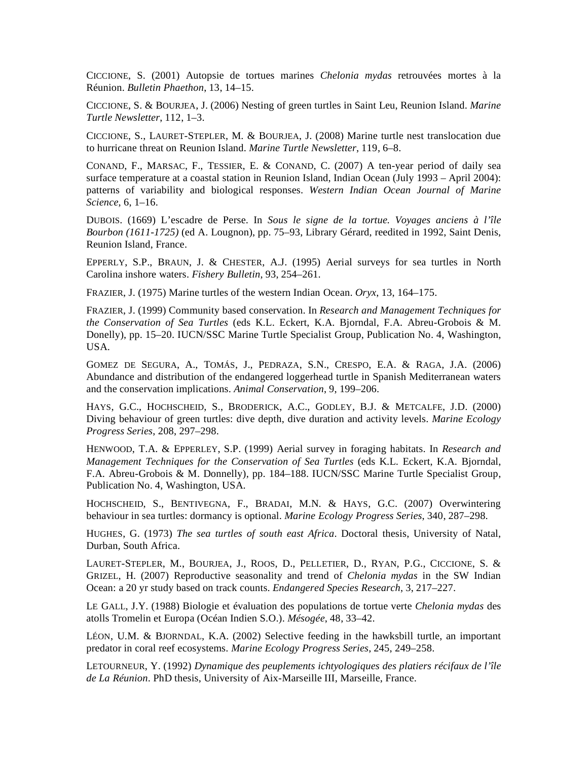CICCIONE, S. (2001) Autopsie de tortues marines *Chelonia mydas* retrouvées mortes à la Réunion. *Bulletin Phaethon*, 13, 14–15.

CICCIONE, S. & BOURJEA, J. (2006) Nesting of green turtles in Saint Leu, Reunion Island. *Marine Turtle Newsletter*, 112, 1–3.

CICCIONE, S., LAURET-STEPLER, M. & BOURJEA, J. (2008) Marine turtle nest translocation due to hurricane threat on Reunion Island. *Marine Turtle Newsletter*, 119, 6–8.

CONAND, F., MARSAC, F., TESSIER, E. & CONAND, C. (2007) A ten-year period of daily sea surface temperature at a coastal station in Reunion Island, Indian Ocean (July 1993 – April 2004): patterns of variability and biological responses. *Western Indian Ocean Journal of Marine Science*, 6, 1–16.

DUBOIS. (1669) L'escadre de Perse. In *Sous le signe de la tortue. Voyages anciens à l'île Bourbon (1611-1725)* (ed A. Lougnon), pp. 75–93, Library Gérard, reedited in 1992, Saint Denis, Reunion Island, France.

EPPERLY, S.P., BRAUN, J. & CHESTER, A.J. (1995) Aerial surveys for sea turtles in North Carolina inshore waters. *Fishery Bulletin*, 93, 254–261.

FRAZIER, J. (1975) Marine turtles of the western Indian Ocean. *Oryx*, 13, 164–175.

FRAZIER, J. (1999) Community based conservation. In *Research and Management Techniques for the Conservation of Sea Turtles* (eds K.L. Eckert, K.A. Bjorndal, F.A. Abreu-Grobois & M. Donelly), pp. 15–20. IUCN/SSC Marine Turtle Specialist Group, Publication No. 4, Washington, USA.

GOMEZ DE SEGURA, A., TOMÁS, J., PEDRAZA, S.N., CRESPO, E.A. & RAGA, J.A. (2006) Abundance and distribution of the endangered loggerhead turtle in Spanish Mediterranean waters and the conservation implications. *Animal Conservation*, 9, 199–206.

HAYS, G.C., HOCHSCHEID, S., BRODERICK, A.C., GODLEY, B.J. & METCALFE, J.D. (2000) Diving behaviour of green turtles: dive depth, dive duration and activity levels. *Marine Ecology Progress Series*, 208, 297–298.

HENWOOD, T.A. & EPPERLEY, S.P. (1999) Aerial survey in foraging habitats. In *Research and Management Techniques for the Conservation of Sea Turtles* (eds K.L. Eckert, K.A. Bjorndal, F.A. Abreu-Grobois & M. Donnelly), pp. 184–188. IUCN/SSC Marine Turtle Specialist Group, Publication No. 4, Washington, USA.

HOCHSCHEID, S., BENTIVEGNA, F., BRADAI, M.N. & HAYS, G.C. (2007) Overwintering behaviour in sea turtles: dormancy is optional. *Marine Ecology Progress Series*, 340, 287–298.

HUGHES, G. (1973) *The sea turtles of south east Africa*. Doctoral thesis, University of Natal, Durban, South Africa.

LAURET-STEPLER, M., BOURJEA, J., ROOS, D., PELLETIER, D., RYAN, P.G., CICCIONE, S. & GRIZEL, H. (2007) Reproductive seasonality and trend of *Chelonia mydas* in the SW Indian Ocean: a 20 yr study based on track counts. *Endangered Species Research*, 3, 217–227.

LE GALL, J.Y. (1988) Biologie et évaluation des populations de tortue verte *Chelonia mydas* des atolls Tromelin et Europa (Océan Indien S.O.). *Mésogée*, 48, 33–42.

LÉON, U.M. & BJORNDAL, K.A. (2002) Selective feeding in the hawksbill turtle, an important predator in coral reef ecosystems. *Marine Ecology Progress Series*, 245, 249–258.

LETOURNEUR, Y. (1992) *Dynamique des peuplements ichtyologiques des platiers récifaux de l'île de La Réunion*. PhD thesis, University of Aix-Marseille III, Marseille, France.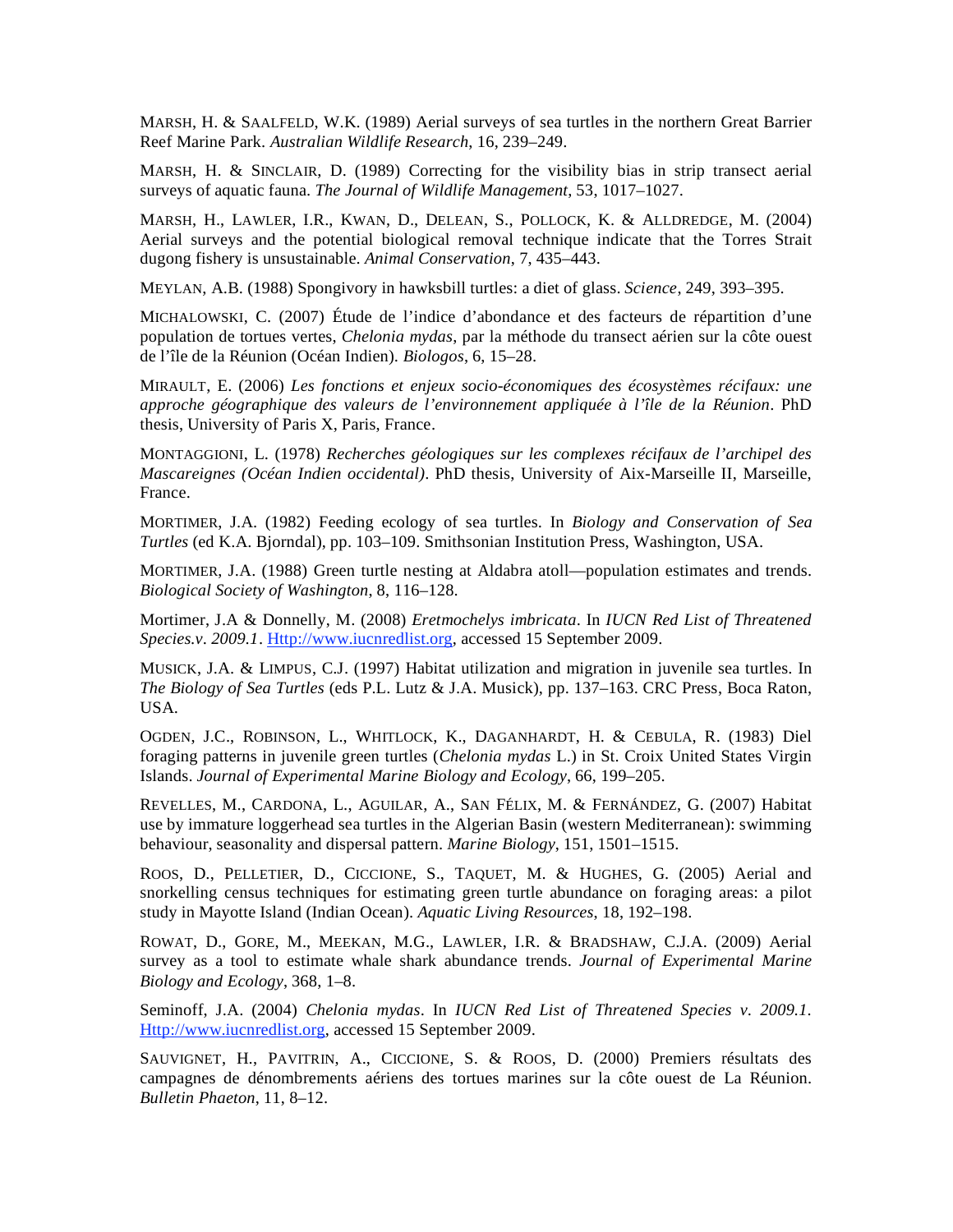MARSH, H. & SAALFELD, W.K. (1989) Aerial surveys of sea turtles in the northern Great Barrier Reef Marine Park. *Australian Wildlife Research*, 16, 239–249.

MARSH, H. & SINCLAIR, D. (1989) Correcting for the visibility bias in strip transect aerial surveys of aquatic fauna. *The Journal of Wildlife Management*, 53, 1017–1027.

MARSH, H., LAWLER, I.R., KWAN, D., DELEAN, S., POLLOCK, K. & ALLDREDGE, M. (2004) Aerial surveys and the potential biological removal technique indicate that the Torres Strait dugong fishery is unsustainable. *Animal Conservation*, 7, 435–443.

MEYLAN, A.B. (1988) Spongivory in hawksbill turtles: a diet of glass. *Science*, 249, 393–395.

MICHALOWSKI, C. (2007) Étude de l'indice d'abondance et des facteurs de répartition d'une population de tortues vertes, *Chelonia mydas*, par la méthode du transect aérien sur la côte ouest de l'île de la Réunion (Océan Indien). *Biologos*, 6, 15–28.

MIRAULT, E. (2006) *Les fonctions et enjeux socio-économiques des écosystèmes récifaux: une approche géographique des valeurs de l'environnement appliquée à l'île de la Réunion*. PhD thesis, University of Paris X, Paris, France.

MONTAGGIONI, L. (1978) *Recherches géologiques sur les complexes récifaux de l'archipel des Mascareignes (Océan Indien occidental)*. PhD thesis, University of Aix-Marseille II, Marseille, France.

MORTIMER, J.A. (1982) Feeding ecology of sea turtles. In *Biology and Conservation of Sea Turtles* (ed K.A. Bjorndal), pp. 103–109. Smithsonian Institution Press, Washington, USA.

MORTIMER, J.A. (1988) Green turtle nesting at Aldabra atoll—population estimates and trends. *Biological Society of Washington*, 8, 116–128.

Mortimer, J.A & Donnelly, M. (2008) *Eretmochelys imbricata*. In *IUCN Red List of Threatened Species.v. 2009.1*. Http://www.iucnredlist.org, accessed 15 September 2009.

MUSICK, J.A. & LIMPUS, C.J. (1997) Habitat utilization and migration in juvenile sea turtles. In *The Biology of Sea Turtles* (eds P.L. Lutz & J.A. Musick), pp. 137–163. CRC Press, Boca Raton, USA.

OGDEN, J.C., ROBINSON, L., WHITLOCK, K., DAGANHARDT, H. & CEBULA, R. (1983) Diel foraging patterns in juvenile green turtles (*Chelonia mydas* L.) in St. Croix United States Virgin Islands. *Journal of Experimental Marine Biology and Ecology*, 66, 199–205.

REVELLES, M., CARDONA, L., AGUILAR, A., SAN FÉLIX, M. & FERNÁNDEZ, G. (2007) Habitat use by immature loggerhead sea turtles in the Algerian Basin (western Mediterranean): swimming behaviour, seasonality and dispersal pattern. *Marine Biology*, 151, 1501–1515.

ROOS, D., PELLETIER, D., CICCIONE, S., TAQUET, M. & HUGHES, G. (2005) Aerial and snorkelling census techniques for estimating green turtle abundance on foraging areas: a pilot study in Mayotte Island (Indian Ocean). *Aquatic Living Resources*, 18, 192–198.

ROWAT, D., GORE, M., MEEKAN, M.G., LAWLER, I.R. & BRADSHAW, C.J.A. (2009) Aerial survey as a tool to estimate whale shark abundance trends. *Journal of Experimental Marine Biology and Ecology*, 368, 1–8.

Seminoff, J.A. (2004) *Chelonia mydas*. In *IUCN Red List of Threatened Species v. 2009.1*. Http://www.iucnredlist.org, accessed 15 September 2009.

SAUVIGNET, H., PAVITRIN, A., CICCIONE, S. & ROOS, D. (2000) Premiers résultats des campagnes de dénombrements aériens des tortues marines sur la côte ouest de La Réunion. *Bulletin Phaeton*, 11, 8–12.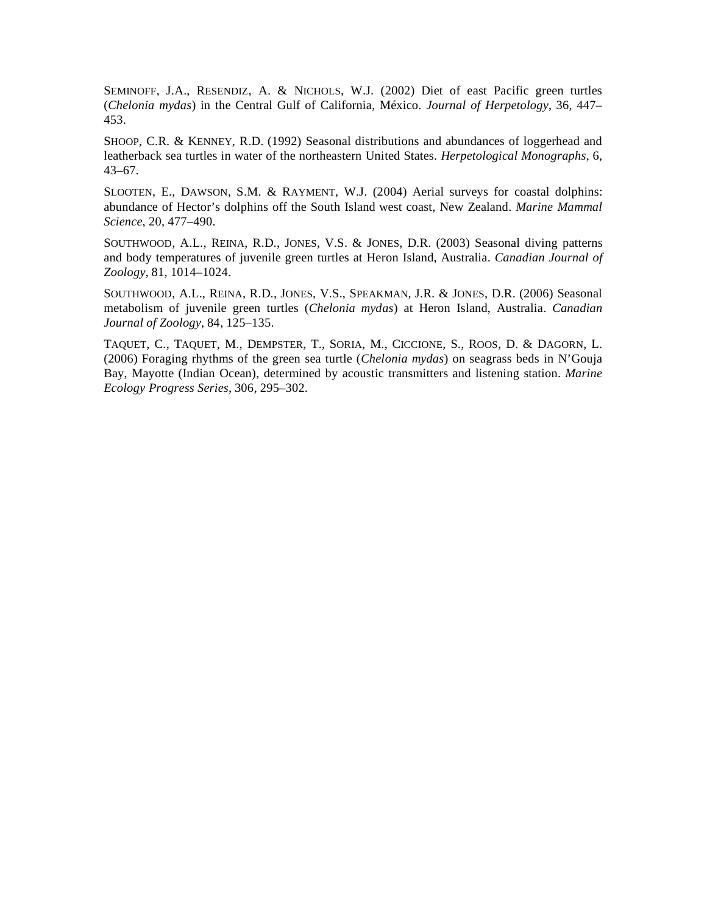SEMINOFF, J.A., RESENDIZ, A. & NICHOLS, W.J. (2002) Diet of east Pacific green turtles (*Chelonia mydas*) in the Central Gulf of California, México. *Journal of Herpetology*, 36, 447–453.

SHOOP, C.R. & KENNEY, R.D. (1992) Seasonal distributions and abundances of loggerhead and leatherback sea turtles in water of the northeastern United States. *Herpetological Monographs*, 6, 43–67.

SLOOTEN, E., DAWSON, S.M. & RAYMENT, W.J. (2004) Aerial surveys for coastal dolphins: abundance of Hector's dolphins off the South Island west coast, New Zealand. *Marine Mammal Science*, 20, 477–490.

SOUTHWOOD, A.L., REINA, R.D., JONES, V.S. & JONES, D.R. (2003) Seasonal diving patterns and body temperatures of juvenile green turtles at Heron Island, Australia. *Canadian Journal of Zoology*, 81, 1014–1024.

SOUTHWOOD, A.L., REINA, R.D., JONES, V.S., SPEAKMAN, J.R. & JONES, D.R. (2006) Seasonal metabolism of juvenile green turtles (*Chelonia mydas*) at Heron Island, Australia. *Canadian Journal of Zoology*, 84, 125–135.

TAQUET, C., TAQUET, M., DEMPSTER, T., SORIA, M., CICCIONE, S., ROOS, D. & DAGORN, L. (2006) Foraging rhythms of the green sea turtle (*Chelonia mydas*) on seagrass beds in N'Gouja Bay, Mayotte (Indian Ocean), determined by acoustic transmitters and listening station. *Marine Ecology Progress Series*, 306, 295–302.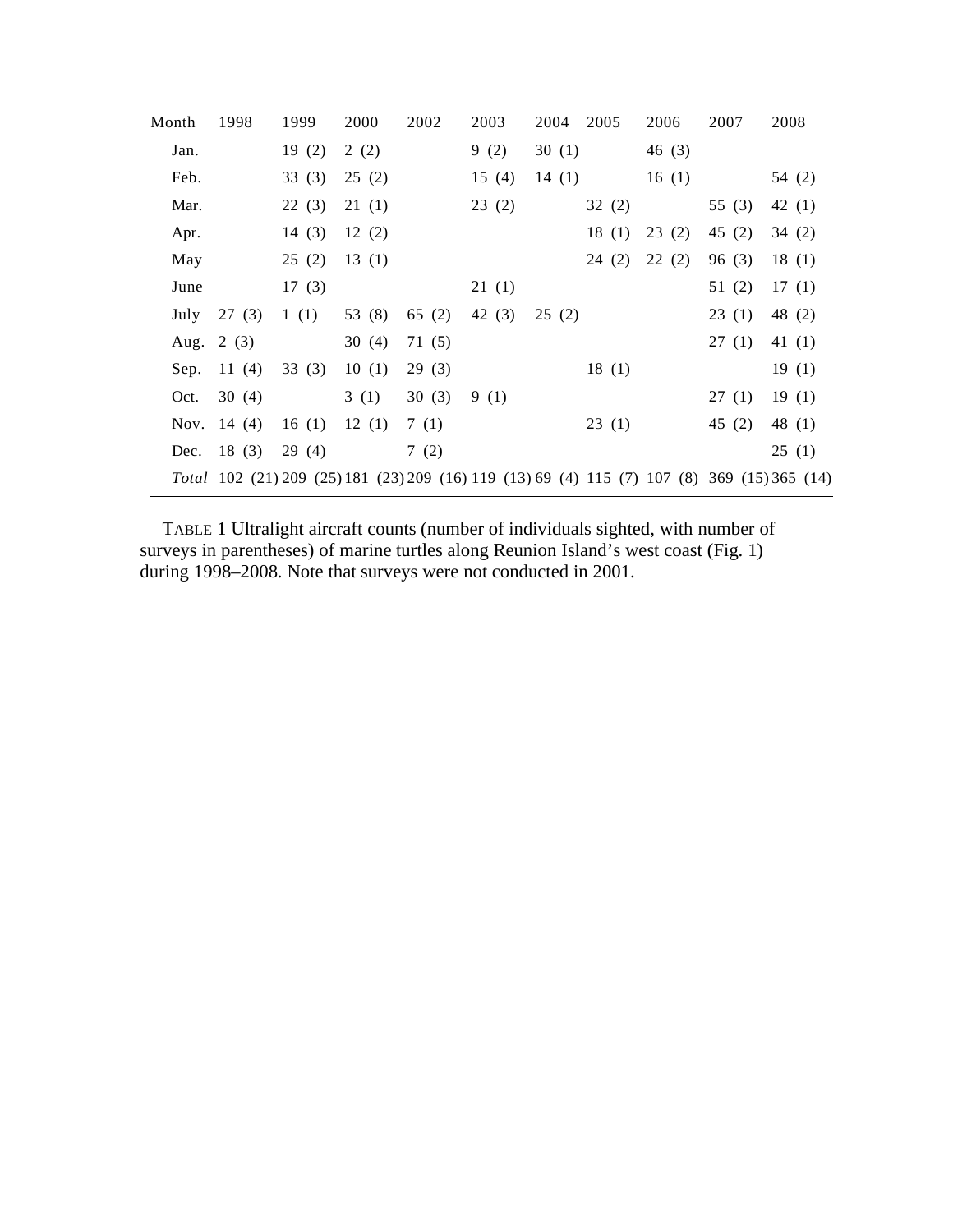| Month | 1998 | 1999 | 2000 | 2002 | 2003 | 2004 | 2005 | 2006 | 2007 | 2008 |
|---|---|---|---|---|---|---|---|---|---|---|
| Jan. | | 19 (2) | 2 (2) | | 9 (2) | 30 (1) | | 46 (3) | | |
| Feb. | | 33 (3) | 25 (2) | | 15 (4) | 14 (1) | | 16 (1) | | 54 (2) |
| Mar. | | 22 (3) | 21 (1) | | 23 (2) | | 32 (2) | | 55 (3) | 42 (1) |
| Apr. | | 14 (3) | 12 (2) | | | | 18 (1) | 23 (2) | 45 (2) | 34 (2) |
| May | | 25 (2) | 13 (1) | | | | 24 (2) | 22 (2) | 96 (3) | 18 (1) |
| June | | 17 (3) | | | 21 (1) | | | | 51 (2) | 17 (1) |
| July | 27 (3) | 1 (1) | 53 (8) | 65 (2) | 42 (3) | 25 (2) | | | 23 (1) | 48 (2) |
| Aug. | 2 (3) | | 30 (4) | 71 (5) | | | | | 27 (1) | 41 (1) |
| Sep. | 11 (4) | 33 (3) | 10 (1) | 29 (3) | | | 18 (1) | | | 19 (1) |
| Oct. | 30 (4) | | 3 (1) | 30 (3) | 9 (1) | | | | 27 (1) | 19 (1) |
| Nov. | 14 (4) | 16 (1) | 12 (1) | 7 (1) | | | 23 (1) | | 45 (2) | 48 (1) |
| Dec. | 18 (3) | 29 (4) | | 7 (2) | | | | | | 25 (1) |
| *Total* | 102 (21) | 209 (25) | 181 (23) | 209 (16) | 119 (13) | 69 (4) | 115 (7) | 107 (8) | 369 (15) | 365 (14) |

TABLE 1 Ultralight aircraft counts (number of individuals sighted, with number of surveys in parentheses) of marine turtles along Reunion Island's west coast (Fig. 1) during 1998–2008. Note that surveys were not conducted in 2001.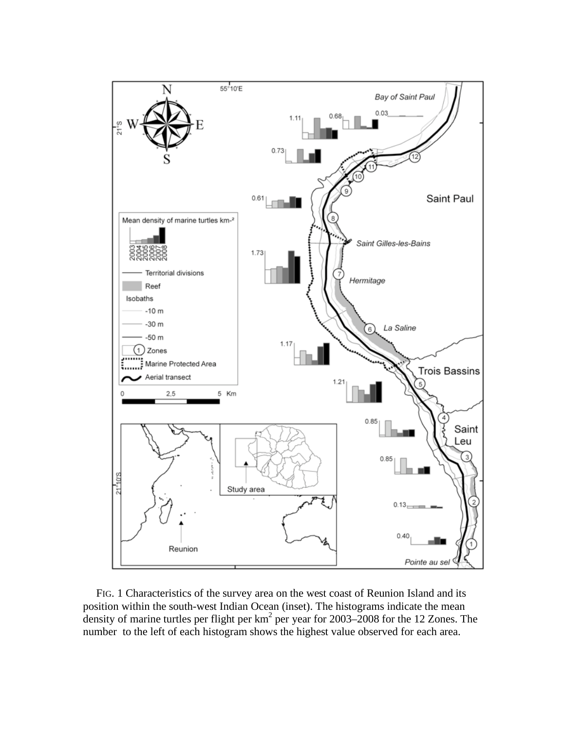N
W
E
S
55°10'E
21°S
21°10'S
Bay of Saint Paul
1.11
0.68
0.03
0.73
12
11
10
9
0.61
8
Saint Paul
Mean density of marine turtles km-²
2003
2004
2005
2006
2007
2008
Saint Gilles-les-Bains
1.73
7
Hermitage
Territorial divisions
Reef
Isobaths
-10 m
-30 m
-50 m
1 Zones
Marine Protected Area
Aerial transect
6
La Saline
1.17
Trois Bassins
5
1.21
0 2,5 5 Km
4
0.85
Saint
Leu
3
0.85
Study area
2
0.13
Reunion
0.40
1
Pointe au sel

FIG. 1 Characteristics of the survey area on the west coast of Reunion Island and its position within the south-west Indian Ocean (inset). The histograms indicate the mean density of marine turtles per flight per km$^2$ per year for 2003–2008 for the 12 Zones. The number to the left of each histogram shows the highest value observed for each area.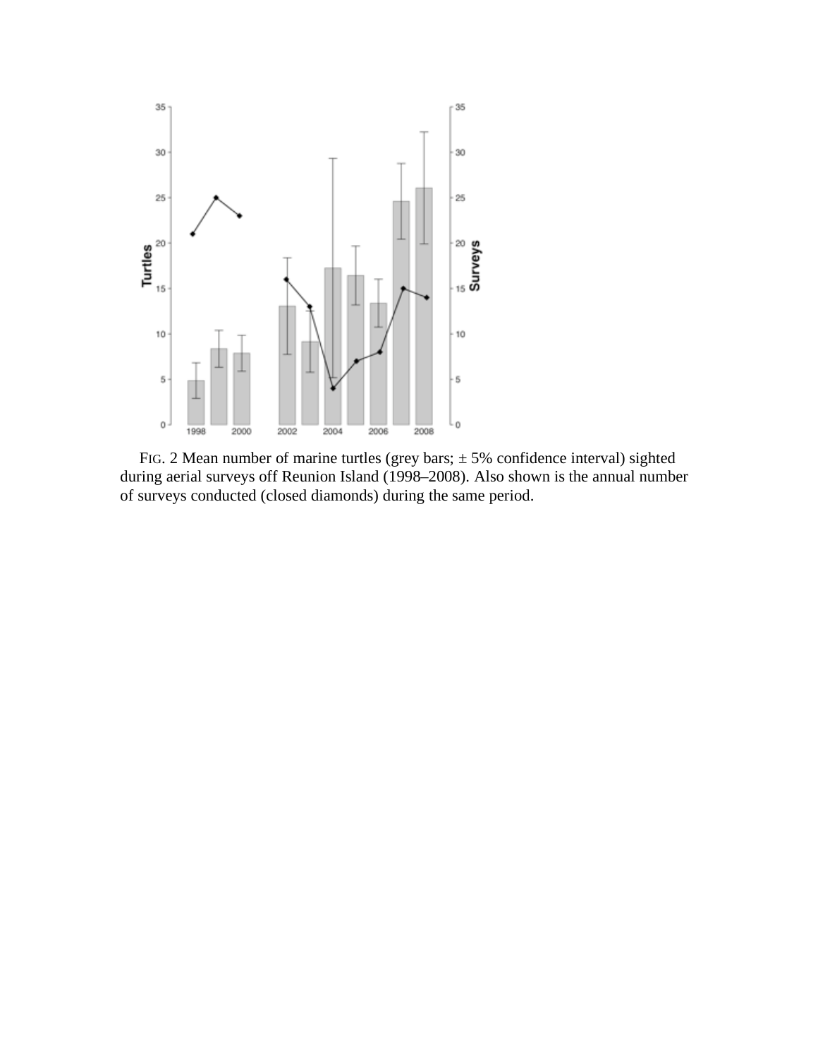35
30
25
20
15
10
5
0

Turtles

1998
2000
2002
2004
2006
2008

35
30
25
20
15
10
5
0

Surveys

FIG. 2 Mean number of marine turtles (grey bars; ± 5% confidence interval) sighted during aerial surveys off Reunion Island (1998–2008). Also shown is the annual number of surveys conducted (closed diamonds) during the same period.